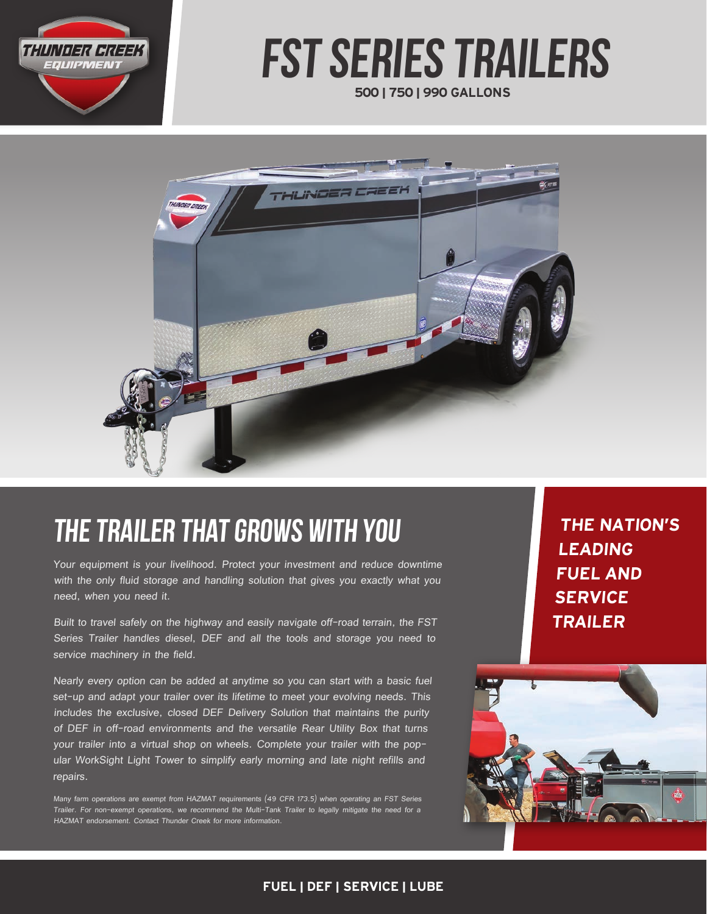# FST SERIES TRAILERS

**500 | 750 | 990 GALLONS**

## THE TRAILER THAT GROWS WITH YOU

*Your equipment is your livelihood. Protect your investment and reduce downtime with the only fluid storage and handling solution that gives you exactly what you need, when you need it.*

*Built to travel safely on the highway and easily navigate off-road terrain, the FST Series Trailer handles diesel, DEF and all the tools and storage you need to service machinery in the field.*

*Nearly every option can be added at anytime so you can start with a basic fuel set-up and adapt your trailer over its lifetime to meet your evolving needs. This includes the exclusive, closed DEF Delivery Solution that maintains the purity of DEF in off-road environments and the versatile Rear Utility Box that turns your trailer into a virtual shop on wheels. Complete your trailer with the popular WorkSight Light Tower to simplify early morning and late night refills and repairs.*

*Many farm operations are exempt from HAZMAT requirements (49 CFR 173.5) when operating an FST Series Trailer. For non-exempt operations, we recommend the Multi-Tank Trailer to legally mitigate the need for a HAZMAT endorsement. Contact Thunder Creek for more information.*

***THE NATION'S LEADING FUEL AND SERVICE TRAILER***

**FUEL | DEF | SERVICE | LUBE**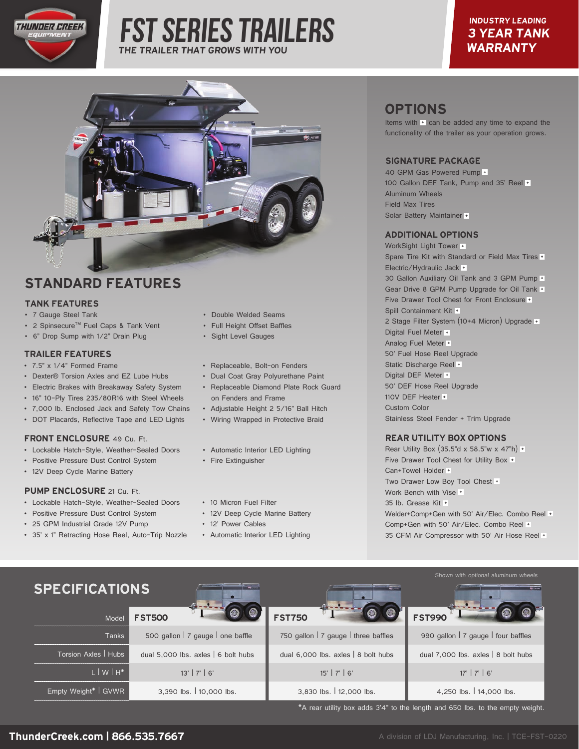# FST SERIES TRAILERS

*THE TRAILER THAT GROWS WITH YOU*

*INDUSTRY LEADING* **3 YEAR TANK WARRANTY**

## STANDARD FEATURES

### TANK FEATURES

- 7 Gauge Steel Tank
- 2 Spinsecure™ Fuel Caps & Tank Vent
- 6" Drop Sump with 1/2" Drain Plug
- Double Welded Seams
- Full Height Offset Baffles
- Sight Level Gauges

### TRAILER FEATURES

- 7.5" x 1/4" Formed Frame
- Dexter® Torsion Axles and EZ Lube Hubs
- Electric Brakes with Breakaway Safety System
- 16" 10-Ply Tires 235/80R16 with Steel Wheels
- 7,000 lb. Enclosed Jack and Safety Tow Chains
- DOT Placards, Reflective Tape and LED Lights
- Replaceable, Bolt-on Fenders
- Dual Coat Gray Polyurethane Paint
- Replaceable Diamond Plate Rock Guard on Fenders and Frame
- Adjustable Height 2 5/16" Ball Hitch
- Wiring Wrapped in Protective Braid

### FRONT ENCLOSURE 49 Cu. Ft.

- Lockable Hatch-Style, Weather-Sealed Doors
- Positive Pressure Dust Control System
- 12V Deep Cycle Marine Battery
- Automatic Interior LED Lighting
- Fire Extinguisher

### PUMP ENCLOSURE 21 Cu. Ft.

- Lockable Hatch-Style, Weather-Sealed Doors
- Positive Pressure Dust Control System
- 25 GPM Industrial Grade 12V Pump
- 35' x 1" Retracting Hose Reel, Auto-Trip Nozzle
- 10 Micron Fuel Filter
- 12V Deep Cycle Marine Battery
- 12' Power Cables
- Automatic Interior LED Lighting

## OPTIONS

Items with + can be added any time to expand the functionality of the trailer as your operation grows.

### SIGNATURE PACKAGE

40 GPM Gas Powered Pump +
100 Gallon DEF Tank, Pump and 35' Reel +
Aluminum Wheels
Field Max Tires
Solar Battery Maintainer +

### ADDITIONAL OPTIONS

WorkSight Light Tower +
Spare Tire Kit with Standard or Field Max Tires +
Electric/Hydraulic Jack +
30 Gallon Auxiliary Oil Tank and 3 GPM Pump +
Gear Drive 8 GPM Pump Upgrade for Oil Tank +
Five Drawer Tool Chest for Front Enclosure +
Spill Containment Kit +
2 Stage Filter System (10+4 Micron) Upgrade +
Digital Fuel Meter +
Analog Fuel Meter +
50' Fuel Hose Reel Upgrade
Static Discharge Reel +
Digital DEF Meter +
50' DEF Hose Reel Upgrade
110V DEF Heater +
Custom Color
Stainless Steel Fender + Trim Upgrade

### REAR UTILITY BOX OPTIONS

Rear Utility Box (35.5"d x 58.5"w x 47"h) +
Five Drawer Tool Chest for Utility Box +
Can+Towel Holder +
Two Drawer Low Boy Tool Chest +
Work Bench with Vise +
35 lb. Grease Kit +
Welder+Comp+Gen with 50' Air/Elec. Combo Reel +
Comp+Gen with 50' Air/Elec. Combo Reel +
35 CFM Air Compressor with 50' Air Hose Reel +

## SPECIFICATIONS

*Shown with optional aluminum wheels*

| Model | FST500 | FST750 | FST990 |
|---|---|---|---|
| Tanks | 500 gallon \| 7 gauge \| one baffle | 750 gallon \| 7 gauge \| three baffles | 990 gallon \| 7 gauge \| four baffles |
| Torsion Axles \| Hubs | dual 5,000 lbs. axles \| 6 bolt hubs | dual 6,000 lbs. axles \| 8 bolt hubs | dual 7,000 lbs. axles \| 8 bolt hubs |
| L \| W \| H* | 13' \| 7' \| 6' | 15' \| 7' \| 6' | 17' \| 7' \| 6' |
| Empty Weight* \| GVWR | 3,390 lbs. \| 10,000 lbs. | 3,830 lbs. \| 12,000 lbs. | 4,250 lbs. \| 14,000 lbs. |

*A rear utility box adds 3'4" to the length and 650 lbs. to the empty weight.

**ThunderCreek.com | 866.535.7667**

A division of LDJ Manufacturing, Inc. | TCE-FST-0220